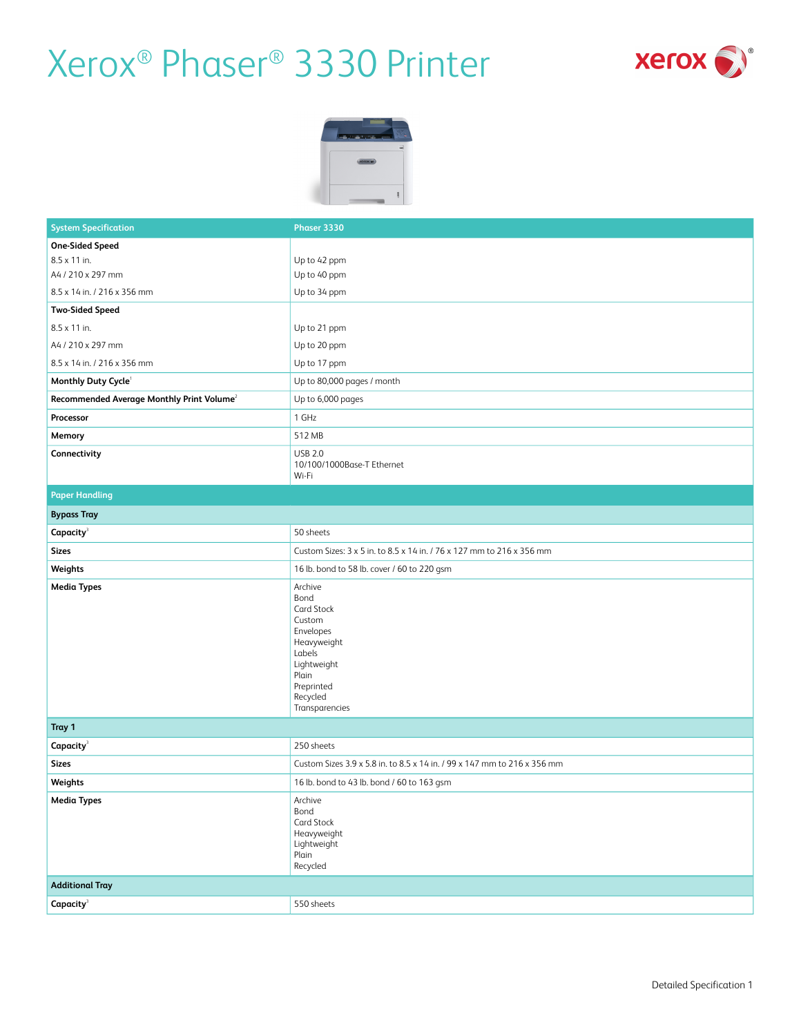# Xerox® Phaser® 3330 Printer

| System Specification | Phaser 3330 |
| --- | --- |
| **One-Sided Speed** | |
| 8.5 x 11 in. | Up to 42 ppm |
| A4 / 210 x 297 mm | Up to 40 ppm |
| 8.5 x 14 in. / 216 x 356 mm | Up to 34 ppm |
| **Two-Sided Speed** | |
| 8.5 x 11 in. | Up to 21 ppm |
| A4 / 210 x 297 mm | Up to 20 ppm |
| 8.5 x 14 in. / 216 x 356 mm | Up to 17 ppm |
| **Monthly Duty Cycle**[1] | Up to 80,000 pages / month |
| **Recommended Average Monthly Print Volume**[2] | Up to 6,000 pages |
| **Processor** | 1 GHz |
| **Memory** | 512 MB |
| **Connectivity** | USB 2.0<br>10/100/1000Base-T Ethernet<br>Wi-Fi |
| **Paper Handling** | |
| **Bypass Tray** | |
| **Capacity**[3] | 50 sheets |
| **Sizes** | Custom Sizes: 3 x 5 in. to 8.5 x 14 in. / 76 x 127 mm to 216 x 356 mm |
| **Weights** | 16 lb. bond to 58 lb. cover / 60 to 220 gsm |
| **Media Types** | Archive<br>Bond<br>Card Stock<br>Custom<br>Envelopes<br>Heavyweight<br>Labels<br>Lightweight<br>Plain<br>Preprinted<br>Recycled<br>Transparencies |
| **Tray 1** | |
| **Capacity**[3] | 250 sheets |
| **Sizes** | Custom Sizes 3.9 x 5.8 in. to 8.5 x 14 in. / 99 x 147 mm to 216 x 356 mm |
| **Weights** | 16 lb. bond to 43 lb. bond / 60 to 163 gsm |
| **Media Types** | Archive<br>Bond<br>Card Stock<br>Heavyweight<br>Lightweight<br>Plain<br>Recycled |
| **Additional Tray** | |
| **Capacity**[3] | 550 sheets |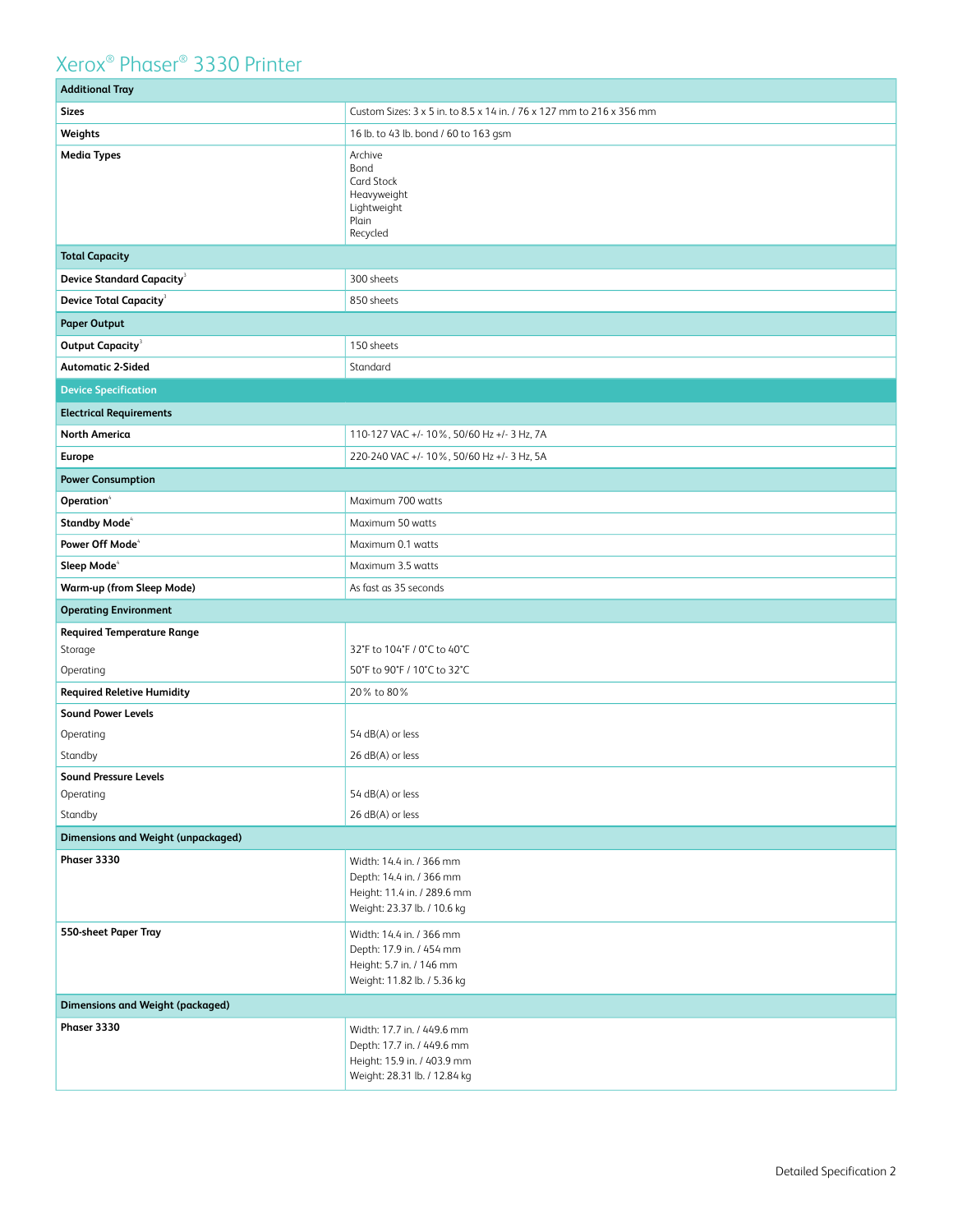# Xerox® Phaser® 3330 Printer

| | |
|---|---|
| **Additional Tray** | |
| **Sizes** | Custom Sizes: 3 x 5 in. to 8.5 x 14 in. / 76 x 127 mm to 216 x 356 mm |
| **Weights** | 16 lb. to 43 lb. bond / 60 to 163 gsm |
| **Media Types** | Archive<br>Bond<br>Card Stock<br>Heavyweight<br>Lightweight<br>Plain<br>Recycled |
| **Total Capacity** | |
| **Device Standard Capacity**[3] | 300 sheets |
| **Device Total Capacity**[3] | 850 sheets |
| **Paper Output** | |
| **Output Capacity**[3] | 150 sheets |
| **Automatic 2-Sided** | Standard |
| **Device Specification** | |
| **Electrical Requirements** | |
| **North America** | 110-127 VAC +/- 10%, 50/60 Hz +/- 3 Hz, 7A |
| **Europe** | 220-240 VAC +/- 10%, 50/60 Hz +/- 3 Hz, 5A |
| **Power Consumption** | |
| **Operation**[4] | Maximum 700 watts |
| **Standby Mode**[4] | Maximum 50 watts |
| **Power Off Mode**[4] | Maximum 0.1 watts |
| **Sleep Mode**[4] | Maximum 3.5 watts |
| **Warm-up (from Sleep Mode)** | As fast as 35 seconds |
| **Operating Environment** | |
| **Required Temperature Range** | |
| Storage | 32°F to 104°F / 0°C to 40°C |
| Operating | 50°F to 90°F / 10°C to 32°C |
| **Required Reletive Humidity** | 20% to 80% |
| **Sound Power Levels** | |
| Operating | 54 dB(A) or less |
| Standby | 26 dB(A) or less |
| **Sound Pressure Levels** | |
| Operating | 54 dB(A) or less |
| Standby | 26 dB(A) or less |
| **Dimensions and Weight (unpackaged)** | |
| **Phaser 3330** | Width: 14.4 in. / 366 mm<br>Depth: 14.4 in. / 366 mm<br>Height: 11.4 in. / 289.6 mm<br>Weight: 23.37 lb. / 10.6 kg |
| **550-sheet Paper Tray** | Width: 14.4 in. / 366 mm<br>Depth: 17.9 in. / 454 mm<br>Height: 5.7 in. / 146 mm<br>Weight: 11.82 lb. / 5.36 kg |
| **Dimensions and Weight (packaged)** | |
| **Phaser 3330** | Width: 17.7 in. / 449.6 mm<br>Depth: 17.7 in. / 449.6 mm<br>Height: 15.9 in. / 403.9 mm<br>Weight: 28.31 lb. / 12.84 kg |

Detailed Specification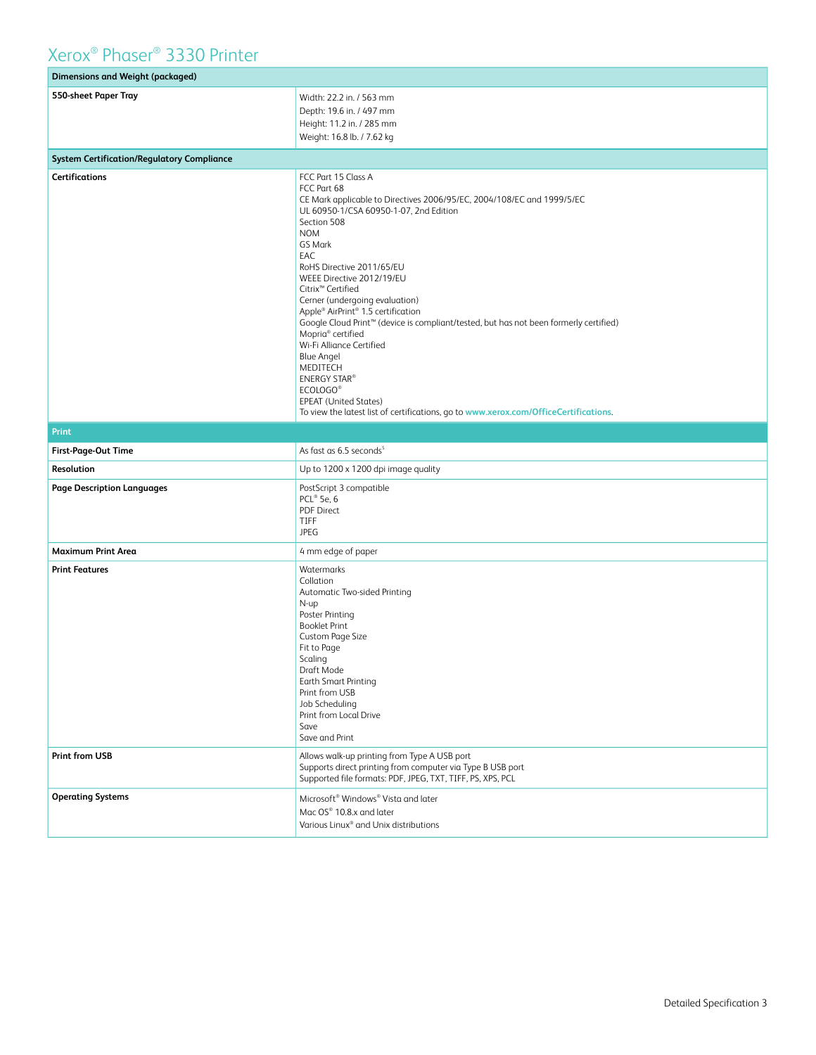# Xerox® Phaser® 3330 Printer

| Dimensions and Weight (packaged) | |
|---|---|
| **550-sheet Paper Tray** | Width: 22.2 in. / 563 mm<br>Depth: 19.6 in. / 497 mm<br>Height: 11.2 in. / 285 mm<br>Weight: 16.8 lb. / 7.62 kg |
| **System Certification/Regulatory Compliance** | |
| **Certifications** | FCC Part 15 Class A<br>FCC Part 68<br>CE Mark applicable to Directives 2006/95/EC, 2004/108/EC and 1999/5/EC<br>UL 60950-1/CSA 60950-1-07, 2nd Edition<br>Section 508<br>NOM<br>GS Mark<br>EAC<br>RoHS Directive 2011/65/EU<br>WEEE Directive 2012/19/EU<br>Citrix™ Certified<br>Cerner (undergoing evaluation)<br>Apple® AirPrint® 1.5 certification<br>Google Cloud Print™ (device is compliant/tested, but has not been formerly certified)<br>Mopria® certified<br>Wi-Fi Alliance Certified<br>Blue Angel<br>MEDITECH<br>ENERGY STAR®<br>ECOLOGO®<br>EPEAT (United States)<br>To view the latest list of certifications, go to www.xerox.com/OfficeCertifications. |
| **Print** | |
| **First-Page-Out Time** | As fast as 6.5 seconds[5] |
| **Resolution** | Up to 1200 x 1200 dpi image quality |
| **Page Description Languages** | PostScript 3 compatible<br>PCL® 5e, 6<br>PDF Direct<br>TIFF<br>JPEG |
| **Maximum Print Area** | 4 mm edge of paper |
| **Print Features** | Watermarks<br>Collation<br>Automatic Two-sided Printing<br>N-up<br>Poster Printing<br>Booklet Print<br>Custom Page Size<br>Fit to Page<br>Scaling<br>Draft Mode<br>Earth Smart Printing<br>Print from USB<br>Job Scheduling<br>Print from Local Drive<br>Save<br>Save and Print |
| **Print from USB** | Allows walk-up printing from Type A USB port<br>Supports direct printing from computer via Type B USB port<br>Supported file formats: PDF, JPEG, TXT, TIFF, PS, XPS, PCL |
| **Operating Systems** | Microsoft® Windows® Vista and later<br>Mac OS® 10.8.x and later<br>Various Linux® and Unix distributions |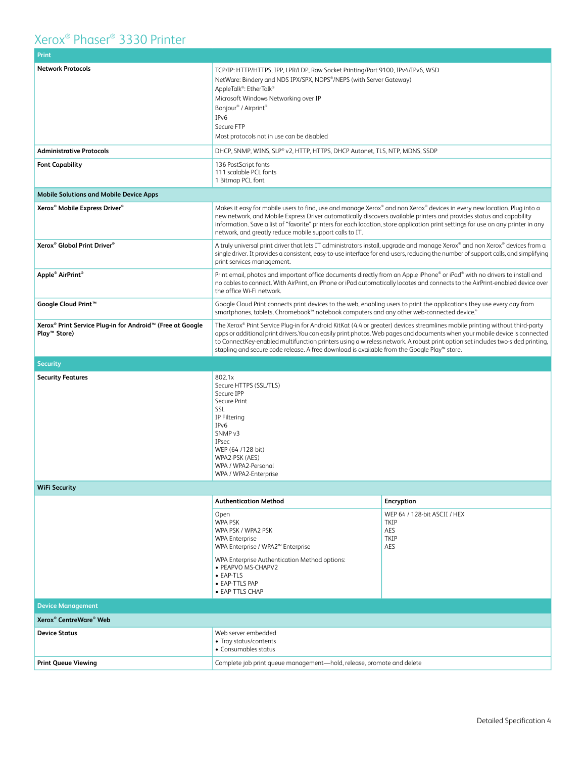# Xerox® Phaser® 3330 Printer

| Print | |
|---|---|
| **Network Protocols** | TCP/IP: HTTP/HTTPS, IPP, LPR/LDP, Raw Socket Printing/Port 9100, IPv4/IPv6, WSD<br>NetWare: Bindery and NDS IPX/SPX, NDPS®/NEPS (with Server Gateway)<br>AppleTalk®: EtherTalk®<br>Microsoft Windows Networking over IP<br>Bonjour® / Airprint®<br>IPv6<br>Secure FTP<br>Most protocols not in use can be disabled |
| **Administrative Protocols** | DHCP, SNMP, WINS, SLP® v2, HTTP, HTTPS, DHCP Autonet, TLS, NTP, MDNS, SSDP |
| **Font Capability** | 136 PostScript fonts<br>111 scalable PCL fonts<br>1 Bitmap PCL font |
| **Mobile Solutions and Mobile Device Apps** | |
| **Xerox® Mobile Express Driver®** | Makes it easy for mobile users to find, use and manage Xerox® and non Xerox® devices in every new location. Plug into a new network, and Mobile Express Driver automatically discovers available printers and provides status and capability information. Save a list of "favorite" printers for each location, store application print settings for use on any printer in any network, and greatly reduce mobile support calls to IT. |
| **Xerox® Global Print Driver®** | A truly universal print driver that lets IT administrators install, upgrade and manage Xerox® and non Xerox® devices from a single driver. It provides a consistent, easy-to-use interface for end-users, reducing the number of support calls, and simplifying print services management. |
| **Apple® AirPrint®** | Print email, photos and important office documents directly from an Apple iPhone® or iPad® with no drivers to install and no cables to connect. With AirPrint, an iPhone or iPad automatically locates and connects to the AirPrint-enabled device over the office Wi-Fi network. |
| **Google Cloud Print™** | Google Cloud Print connects print devices to the web, enabling users to print the applications they use every day from smartphones, tablets, Chromebook™ notebook computers and any other web-connected device.[6] |
| **Xerox® Print Service Plug-in for Android™ (Free at Google Play™ Store)** | The Xerox® Print Service Plug-in for Android KitKat (4.4 or greater) devices streamlines mobile printing without third-party apps or additional print drivers.You can easily print photos, Web pages and documents when your mobile device is connected to ConnectKey-enabled multifunction printers using a wireless network. A robust print option set includes two-sided printing, stapling and secure code release. A free download is available from the Google Play™ store. |

| Security | | |
|---|---|---|
| **Security Features** | 802.1x<br>Secure HTTPS (SSL/TLS)<br>Secure IPP<br>Secure Print<br>SSL<br>IP Filtering<br>IPv6<br>SNMP v3<br>IPsec<br>WEP (64-/128-bit)<br>WPA2-PSK (AES)<br>WPA / WPA2-Personal<br>WPA / WPA2-Enterprise | |
| **WiFi Security** | | |
| | **Authentication Method** | **Encryption** |
| | Open<br>WPA PSK<br>WPA PSK / WPA2 PSK<br>WPA Enterprise<br>WPA Enterprise / WPA2™ Enterprise<br><br>WPA Enterprise Authentication Method options:<br>• PEAPVO MS-CHAPV2<br>• EAP-TLS<br>• EAP-TTLS PAP<br>• EAP-TTLS CHAP | WEP 64 / 128-bit ASCII / HEX<br>TKIP<br>AES<br>TKIP<br>AES |

| Device Management | |
|---|---|
| **Xerox® CentreWare® Web** | |
| **Device Status** | Web server embedded<br>• Tray status/contents<br>• Consumables status |
| **Print Queue Viewing** | Complete job print queue management—hold, release, promote and delete |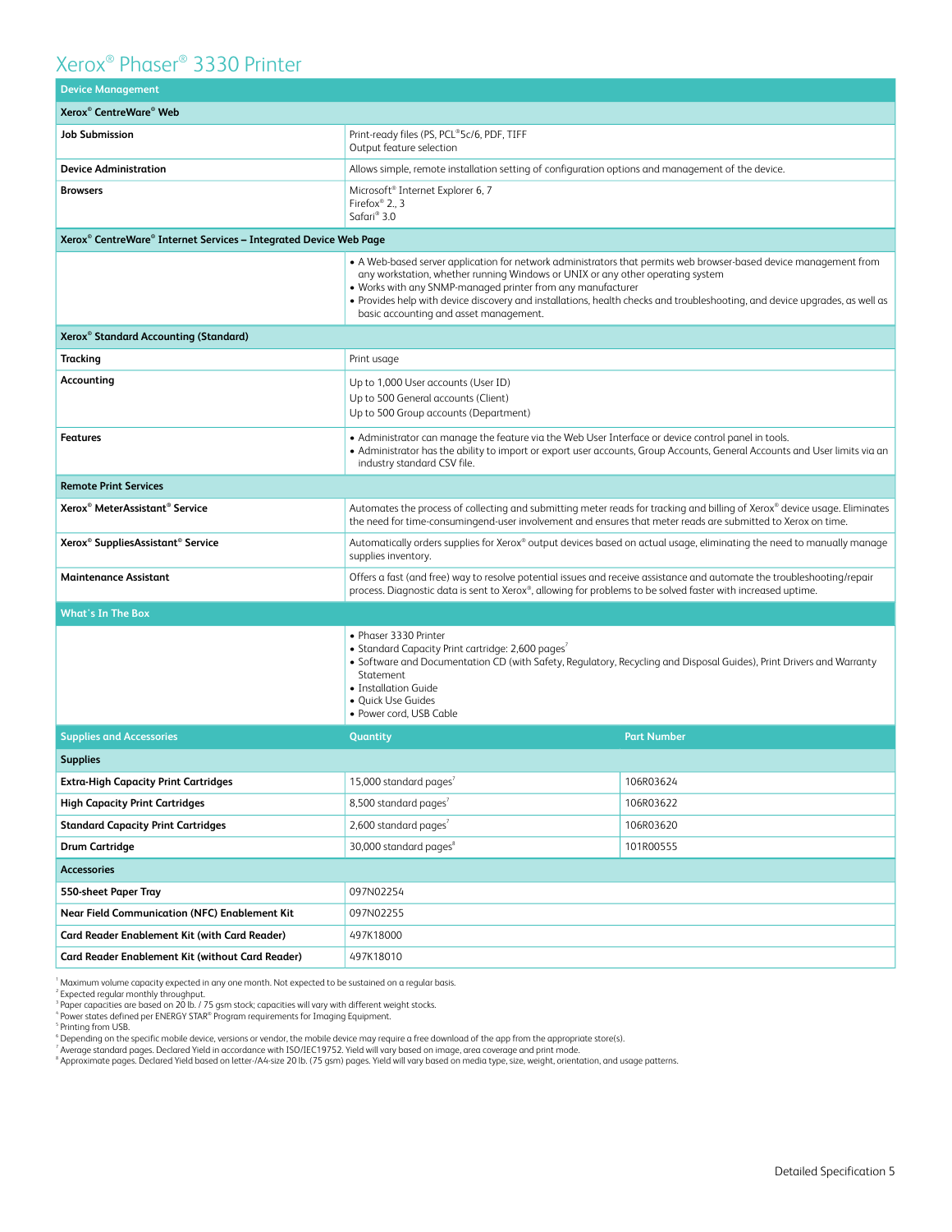# Xerox® Phaser® 3330 Printer

| Device Management | | |
|---|---|---|
| **Xerox® CentreWare® Web** | | |
| **Job Submission** | Print-ready files (PS, PCL®5c/6, PDF, TIFF<br>Output feature selection | |
| **Device Administration** | Allows simple, remote installation setting of configuration options and management of the device. | |
| **Browsers** | Microsoft® Internet Explorer 6, 7<br>Firefox® 2., 3<br>Safari® 3.0 | |
| **Xerox® CentreWare® Internet Services – Integrated Device Web Page** | | |
| | • A Web-based server application for network administrators that permits web browser-based device management from any workstation, whether running Windows or UNIX or any other operating system<br>• Works with any SNMP-managed printer from any manufacturer<br>• Provides help with device discovery and installations, health checks and troubleshooting, and device upgrades, as well as basic accounting and asset management. | |
| **Xerox® Standard Accounting (Standard)** | | |
| **Tracking** | Print usage | |
| **Accounting** | Up to 1,000 User accounts (User ID)<br>Up to 500 General accounts (Client)<br>Up to 500 Group accounts (Department) | |
| **Features** | • Administrator can manage the feature via the Web User Interface or device control panel in tools.<br>• Administrator has the ability to import or export user accounts, Group Accounts, General Accounts and User limits via an industry standard CSV file. | |
| **Remote Print Services** | | |
| **Xerox® MeterAssistant® Service** | Automates the process of collecting and submitting meter reads for tracking and billing of Xerox® device usage. Eliminates the need for time-consumingend-user involvement and ensures that meter reads are submitted to Xerox on time. | |
| **Xerox® SuppliesAssistant® Service** | Automatically orders supplies for Xerox® output devices based on actual usage, eliminating the need to manually manage supplies inventory. | |
| **Maintenance Assistant** | Offers a fast (and free) way to resolve potential issues and receive assistance and automate the troubleshooting/repair process. Diagnostic data is sent to Xerox®, allowing for problems to be solved faster with increased uptime. | |
| **What's In The Box** | | |
| | • Phaser 3330 Printer<br>• Standard Capacity Print cartridge: 2,600 pages[7]<br>• Software and Documentation CD (with Safety, Regulatory, Recycling and Disposal Guides), Print Drivers and Warranty Statement<br>• Installation Guide<br>• Quick Use Guides<br>• Power cord, USB Cable | |
| **Supplies and Accessories** | **Quantity** | **Part Number** |
| **Supplies** | | |
| **Extra-High Capacity Print Cartridges** | 15,000 standard pages[7] | 106R03624 |
| **High Capacity Print Cartridges** | 8,500 standard pages[7] | 106R03622 |
| **Standard Capacity Print Cartridges** | 2,600 standard pages[7] | 106R03620 |
| **Drum Cartridge** | 30,000 standard pages[8] | 101R00555 |
| **Accessories** | | |
| **550-sheet Paper Tray** | 097N02254 | |
| **Near Field Communication (NFC) Enablement Kit** | 097N02255 | |
| **Card Reader Enablement Kit (with Card Reader)** | 497K18000 | |
| **Card Reader Enablement Kit (without Card Reader)** | 497K18010 | |

[1] Maximum volume capacity expected in any one month. Not expected to be sustained on a regular basis.
[2] Expected regular monthly throughput.
[3] Paper capacities are based on 20 lb. / 75 gsm stock; capacities will vary with different weight stocks.
[4] Power states defined per ENERGY STAR® Program requirements for Imaging Equipment.
[5] Printing from USB.
[6] Depending on the specific mobile device, versions or vendor, the mobile device may require a free download of the app from the appropriate store(s).
[7] Average standard pages. Declared Yield in accordance with ISO/IEC19752. Yield will vary based on image, area coverage and print mode.
[8] Approximate pages. Declared Yield based on letter-/A4-size 20 lb. (75 gsm) pages. Yield will vary based on media type, size, weight, orientation, and usage patterns.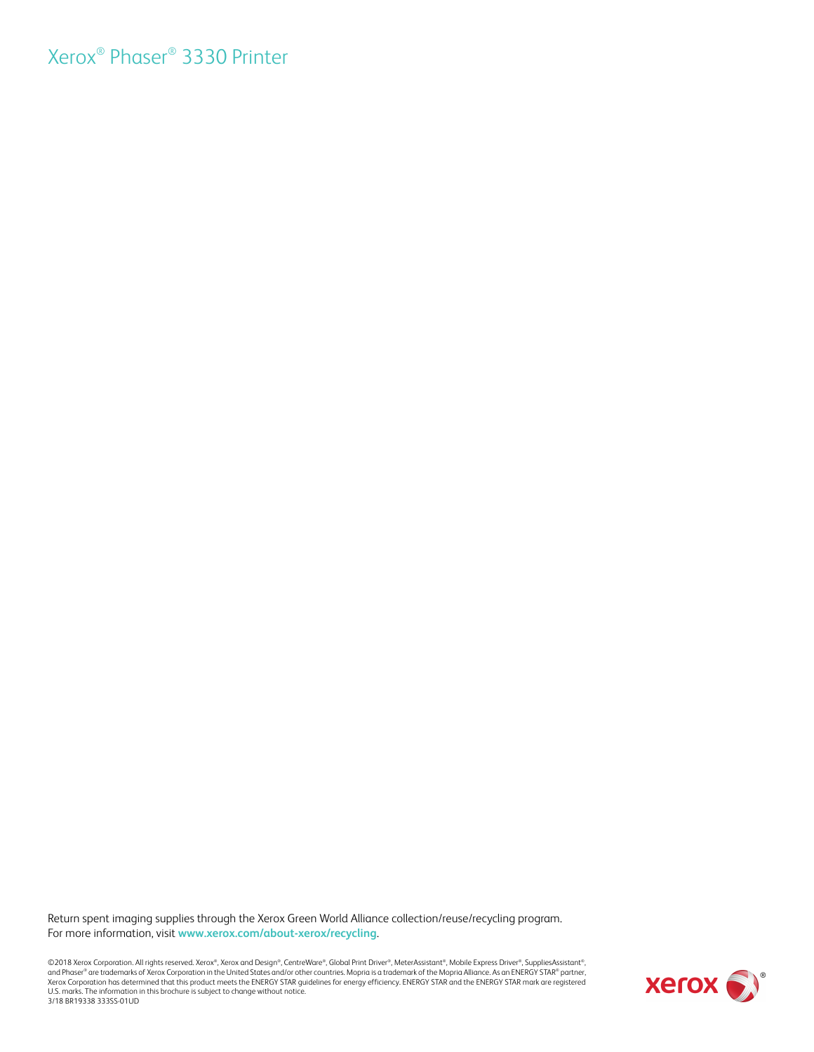Xerox® Phaser® 3330 Printer

Return spent imaging supplies through the Xerox Green World Alliance collection/reuse/recycling program. For more information, visit **www.xerox.com/about-xerox/recycling**.

©2018 Xerox Corporation. All rights reserved. Xerox®, Xerox and Design®, CentreWare®, Global Print Driver®, MeterAssistant®, Mobile Express Driver®, SuppliesAssistant®, and Phaser® are trademarks of Xerox Corporation in the United States and/or other countries. Mopria is a trademark of the Mopria Alliance. As an ENERGY STAR® partner, Xerox Corporation has determined that this product meets the ENERGY STAR guidelines for energy efficiency. ENERGY STAR and the ENERGY STAR mark are registered U.S. marks. The information in this brochure is subject to change without notice.
3/18 BR19338 333SS-01UD

xerox®